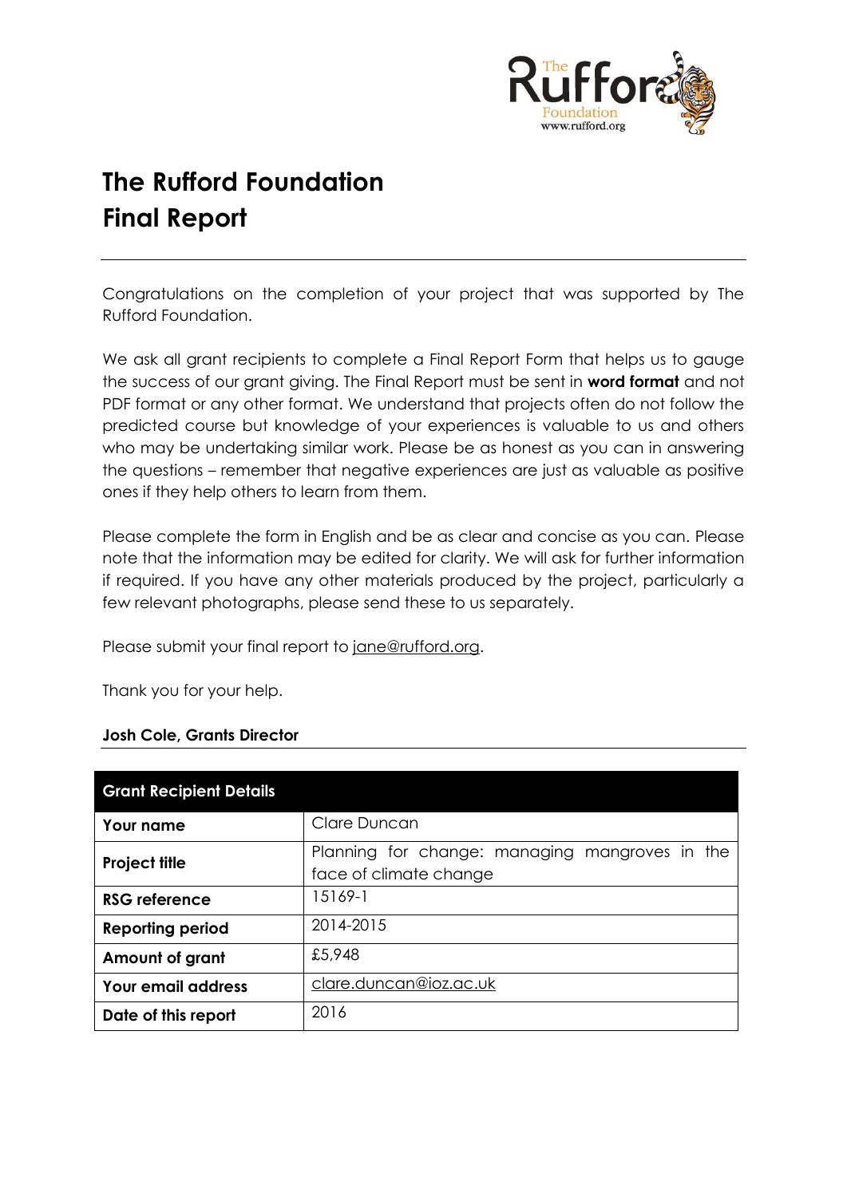# The Rufford Foundation
# Final Report

---

Congratulations on the completion of your project that was supported by The Rufford Foundation.

We ask all grant recipients to complete a Final Report Form that helps us to gauge the success of our grant giving. The Final Report must be sent in **word format** and not PDF format or any other format. We understand that projects often do not follow the predicted course but knowledge of your experiences is valuable to us and others who may be undertaking similar work. Please be as honest as you can in answering the questions – remember that negative experiences are just as valuable as positive ones if they help others to learn from them.

Please complete the form in English and be as clear and concise as you can. Please note that the information may be edited for clarity. We will ask for further information if required. If you have any other materials produced by the project, particularly a few relevant photographs, please send these to us separately.

Please submit your final report to jane@rufford.org.

Thank you for your help.

**Josh Cole, Grants Director**

| Grant Recipient Details | |
|---|---|
| **Your name** | Clare Duncan |
| **Project title** | Planning for change: managing mangroves in the face of climate change |
| **RSG reference** | 15169-1 |
| **Reporting period** | 2014-2015 |
| **Amount of grant** | £5,948 |
| **Your email address** | clare.duncan@ioz.ac.uk |
| **Date of this report** | 2016 |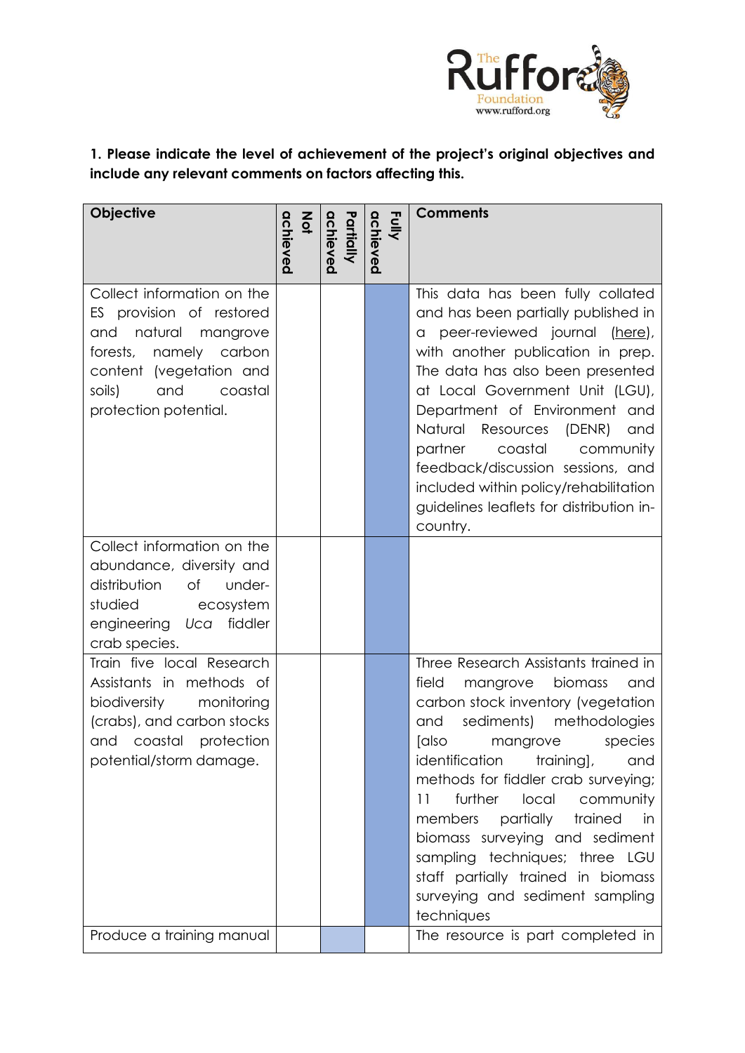**1. Please indicate the level of achievement of the project's original objectives and include any relevant comments on factors affecting this.**

| Objective | Not achieved | Partially achieved | Fully achieved | Comments |
|---|---|---|---|---|
| Collect information on the ES provision of restored and natural mangrove forests, namely carbon content (vegetation and soils) and coastal protection potential. | | | X | This data has been fully collated and has been partially published in a peer-reviewed journal (here), with another publication in prep. The data has also been presented at Local Government Unit (LGU), Department of Environment and Natural Resources (DENR) and partner coastal community feedback/discussion sessions, and included within policy/rehabilitation guidelines leaflets for distribution in-country. |
| Collect information on the abundance, diversity and distribution of under-studied ecosystem engineering *Uca* fiddler crab species. | | | X | |
| Train five local Research Assistants in methods of biodiversity monitoring (crabs), and carbon stocks and coastal protection potential/storm damage. | | | X | Three Research Assistants trained in field mangrove biomass and carbon stock inventory (vegetation and sediments) methodologies [also mangrove species identification training], and methods for fiddler crab surveying; 11 further local community members partially trained in biomass surveying and sediment sampling techniques; three LGU staff partially trained in biomass surveying and sediment sampling techniques |
| Produce a training manual | | X | | The resource is part completed in |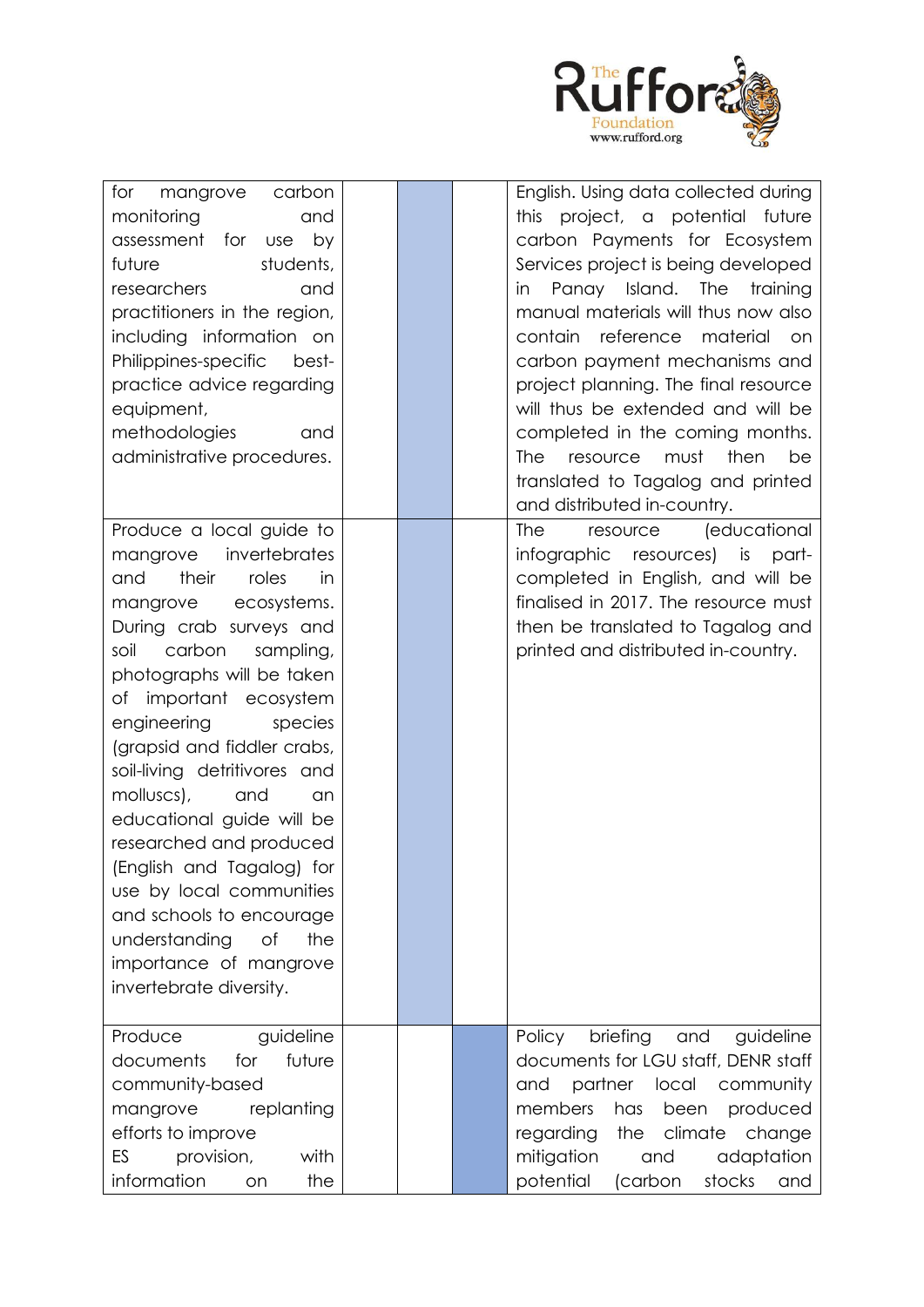| | | | | |
|---|---|---|---|---|
| for mangrove carbon monitoring and assessment for use by future students, researchers and practitioners in the region, including information on Philippines-specific best-practice advice regarding equipment, methodologies and administrative procedures. | | | | English. Using data collected during this project, a potential future carbon Payments for Ecosystem Services project is being developed in Panay Island. The training manual materials will thus now also contain reference material on carbon payment mechanisms and project planning. The final resource will thus be extended and will be completed in the coming months. The resource must then be translated to Tagalog and printed and distributed in-country. |
| Produce a local guide to mangrove invertebrates and their roles in mangrove ecosystems. During crab surveys and soil carbon sampling, photographs will be taken of important ecosystem engineering species (grapsid and fiddler crabs, soil-living detritivores and molluscs), and an educational guide will be researched and produced (English and Tagalog) for use by local communities and schools to encourage understanding of the importance of mangrove invertebrate diversity. | | | | The resource (educational infographic resources) is part-completed in English, and will be finalised in 2017. The resource must then be translated to Tagalog and printed and distributed in-country. |
| Produce guideline documents for future community-based mangrove replanting efforts to improve ES provision, with information on the | | | | Policy briefing and guideline documents for LGU staff, DENR staff and partner local community members has been produced regarding the climate change mitigation and adaptation potential (carbon stocks and |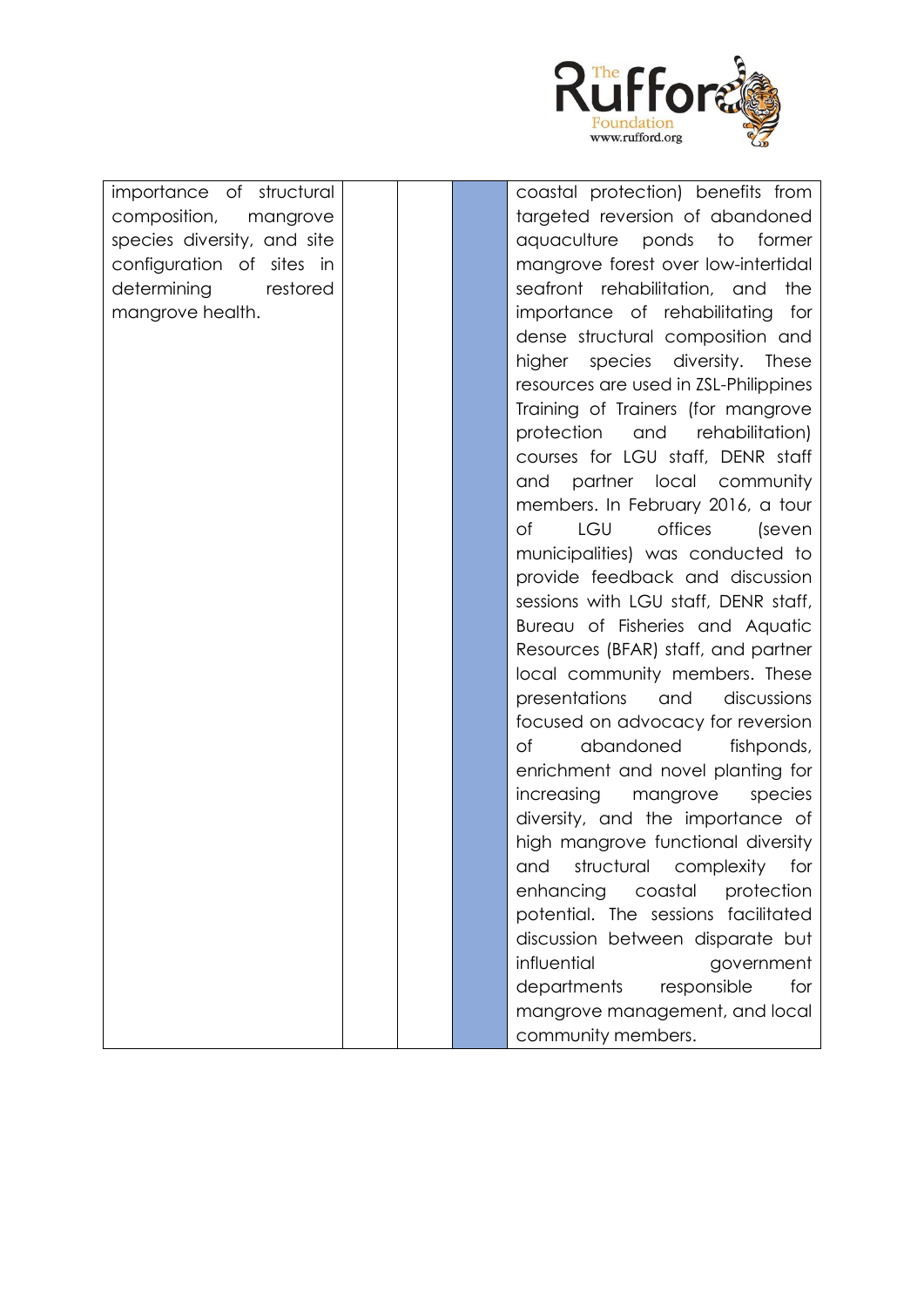| | | | | |
|---|---|---|---|---|
| importance of structural composition, mangrove species diversity, and site configuration of sites in determining restored mangrove health. | | | | coastal protection) benefits from targeted reversion of abandoned aquaculture ponds to former mangrove forest over low-intertidal seafront rehabilitation, and the importance of rehabilitating for dense structural composition and higher species diversity. These resources are used in ZSL-Philippines Training of Trainers (for mangrove protection and rehabilitation) courses for LGU staff, DENR staff and partner local community members. In February 2016, a tour of LGU offices (seven municipalities) was conducted to provide feedback and discussion sessions with LGU staff, DENR staff, Bureau of Fisheries and Aquatic Resources (BFAR) staff, and partner local community members. These presentations and discussions focused on advocacy for reversion of abandoned fishponds, enrichment and novel planting for increasing mangrove species diversity, and the importance of high mangrove functional diversity and structural complexity for enhancing coastal protection potential. The sessions facilitated discussion between disparate but influential government departments responsible for mangrove management, and local community members. |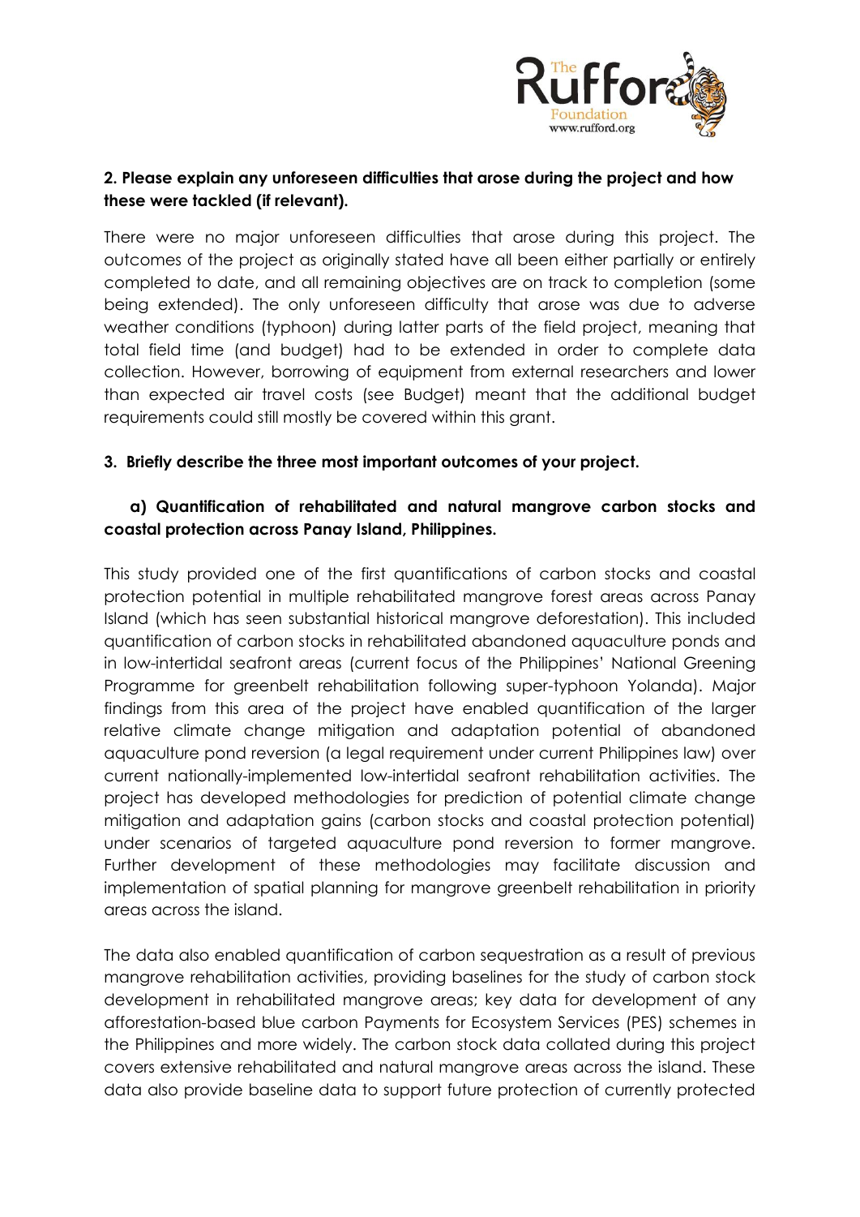**2. Please explain any unforeseen difficulties that arose during the project and how these were tackled (if relevant).**

There were no major unforeseen difficulties that arose during this project. The outcomes of the project as originally stated have all been either partially or entirely completed to date, and all remaining objectives are on track to completion (some being extended). The only unforeseen difficulty that arose was due to adverse weather conditions (typhoon) during latter parts of the field project, meaning that total field time (and budget) had to be extended in order to complete data collection. However, borrowing of equipment from external researchers and lower than expected air travel costs (see Budget) meant that the additional budget requirements could still mostly be covered within this grant.

**3. Briefly describe the three most important outcomes of your project.**

**a) Quantification of rehabilitated and natural mangrove carbon stocks and coastal protection across Panay Island, Philippines.**

This study provided one of the first quantifications of carbon stocks and coastal protection potential in multiple rehabilitated mangrove forest areas across Panay Island (which has seen substantial historical mangrove deforestation). This included quantification of carbon stocks in rehabilitated abandoned aquaculture ponds and in low-intertidal seafront areas (current focus of the Philippines' National Greening Programme for greenbelt rehabilitation following super-typhoon Yolanda). Major findings from this area of the project have enabled quantification of the larger relative climate change mitigation and adaptation potential of abandoned aquaculture pond reversion (a legal requirement under current Philippines law) over current nationally-implemented low-intertidal seafront rehabilitation activities. The project has developed methodologies for prediction of potential climate change mitigation and adaptation gains (carbon stocks and coastal protection potential) under scenarios of targeted aquaculture pond reversion to former mangrove. Further development of these methodologies may facilitate discussion and implementation of spatial planning for mangrove greenbelt rehabilitation in priority areas across the island.

The data also enabled quantification of carbon sequestration as a result of previous mangrove rehabilitation activities, providing baselines for the study of carbon stock development in rehabilitated mangrove areas; key data for development of any afforestation-based blue carbon Payments for Ecosystem Services (PES) schemes in the Philippines and more widely. The carbon stock data collated during this project covers extensive rehabilitated and natural mangrove areas across the island. These data also provide baseline data to support future protection of currently protected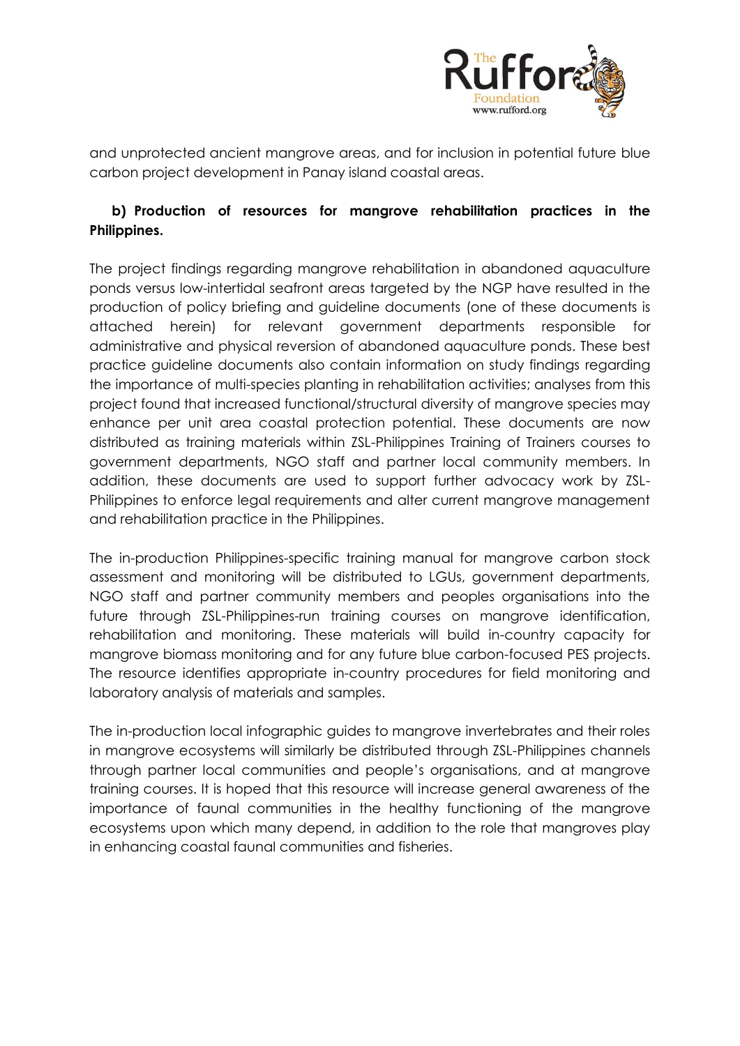and unprotected ancient mangrove areas, and for inclusion in potential future blue carbon project development in Panay island coastal areas.

**b) Production of resources for mangrove rehabilitation practices in the Philippines.**

The project findings regarding mangrove rehabilitation in abandoned aquaculture ponds versus low-intertidal seafront areas targeted by the NGP have resulted in the production of policy briefing and guideline documents (one of these documents is attached herein) for relevant government departments responsible for administrative and physical reversion of abandoned aquaculture ponds. These best practice guideline documents also contain information on study findings regarding the importance of multi-species planting in rehabilitation activities; analyses from this project found that increased functional/structural diversity of mangrove species may enhance per unit area coastal protection potential. These documents are now distributed as training materials within ZSL-Philippines Training of Trainers courses to government departments, NGO staff and partner local community members. In addition, these documents are used to support further advocacy work by ZSL-Philippines to enforce legal requirements and alter current mangrove management and rehabilitation practice in the Philippines.

The in-production Philippines-specific training manual for mangrove carbon stock assessment and monitoring will be distributed to LGUs, government departments, NGO staff and partner community members and peoples organisations into the future through ZSL-Philippines-run training courses on mangrove identification, rehabilitation and monitoring. These materials will build in-country capacity for mangrove biomass monitoring and for any future blue carbon-focused PES projects. The resource identifies appropriate in-country procedures for field monitoring and laboratory analysis of materials and samples.

The in-production local infographic guides to mangrove invertebrates and their roles in mangrove ecosystems will similarly be distributed through ZSL-Philippines channels through partner local communities and people's organisations, and at mangrove training courses. It is hoped that this resource will increase general awareness of the importance of faunal communities in the healthy functioning of the mangrove ecosystems upon which many depend, in addition to the role that mangroves play in enhancing coastal faunal communities and fisheries.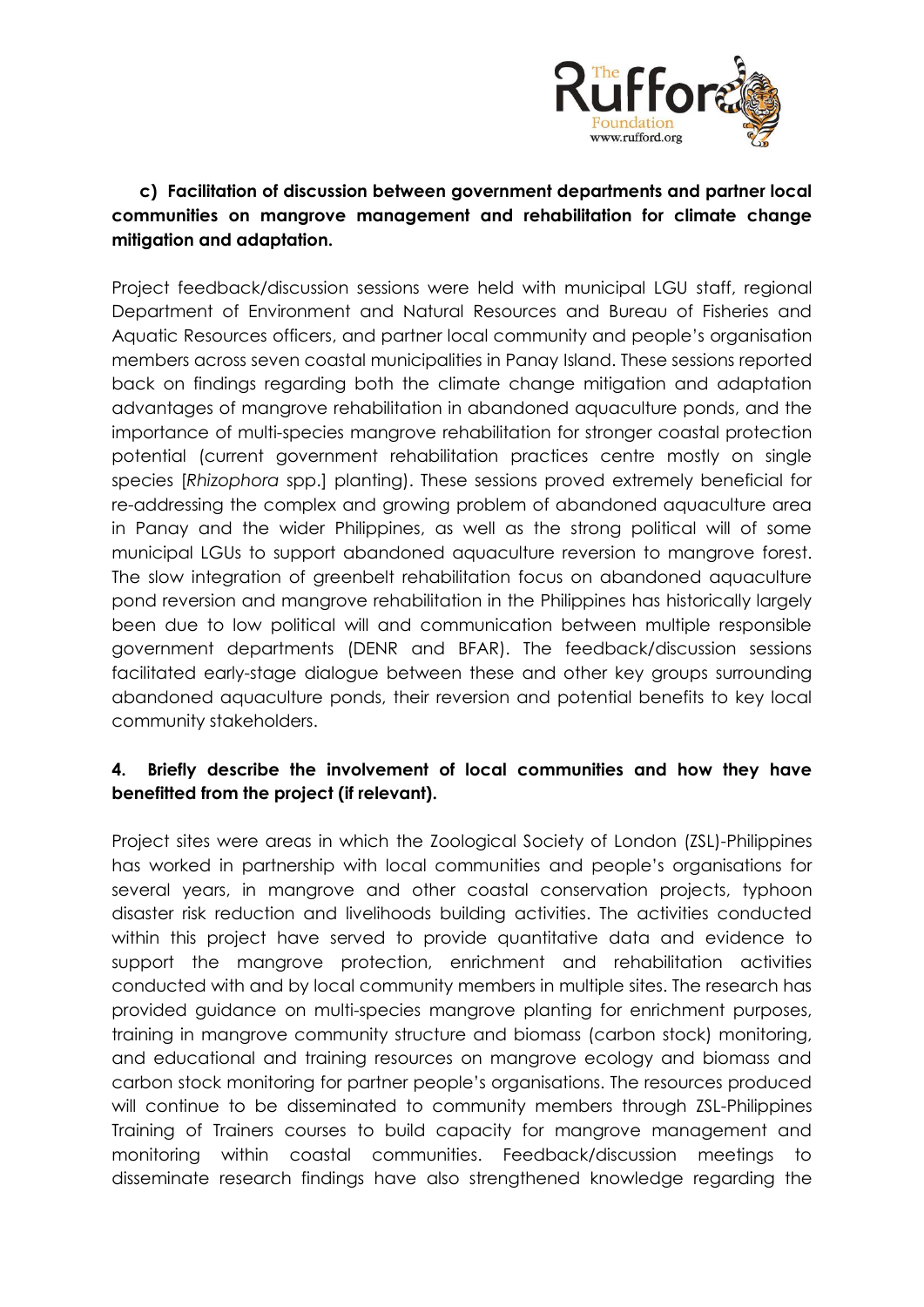**c) Facilitation of discussion between government departments and partner local communities on mangrove management and rehabilitation for climate change mitigation and adaptation.**

Project feedback/discussion sessions were held with municipal LGU staff, regional Department of Environment and Natural Resources and Bureau of Fisheries and Aquatic Resources officers, and partner local community and people's organisation members across seven coastal municipalities in Panay Island. These sessions reported back on findings regarding both the climate change mitigation and adaptation advantages of mangrove rehabilitation in abandoned aquaculture ponds, and the importance of multi-species mangrove rehabilitation for stronger coastal protection potential (current government rehabilitation practices centre mostly on single species [*Rhizophora* spp.] planting). These sessions proved extremely beneficial for re-addressing the complex and growing problem of abandoned aquaculture area in Panay and the wider Philippines, as well as the strong political will of some municipal LGUs to support abandoned aquaculture reversion to mangrove forest. The slow integration of greenbelt rehabilitation focus on abandoned aquaculture pond reversion and mangrove rehabilitation in the Philippines has historically largely been due to low political will and communication between multiple responsible government departments (DENR and BFAR). The feedback/discussion sessions facilitated early-stage dialogue between these and other key groups surrounding abandoned aquaculture ponds, their reversion and potential benefits to key local community stakeholders.

**4. Briefly describe the involvement of local communities and how they have benefitted from the project (if relevant).**

Project sites were areas in which the Zoological Society of London (ZSL)-Philippines has worked in partnership with local communities and people's organisations for several years, in mangrove and other coastal conservation projects, typhoon disaster risk reduction and livelihoods building activities. The activities conducted within this project have served to provide quantitative data and evidence to support the mangrove protection, enrichment and rehabilitation activities conducted with and by local community members in multiple sites. The research has provided guidance on multi-species mangrove planting for enrichment purposes, training in mangrove community structure and biomass (carbon stock) monitoring, and educational and training resources on mangrove ecology and biomass and carbon stock monitoring for partner people's organisations. The resources produced will continue to be disseminated to community members through ZSL-Philippines Training of Trainers courses to build capacity for mangrove management and monitoring within coastal communities. Feedback/discussion meetings to disseminate research findings have also strengthened knowledge regarding the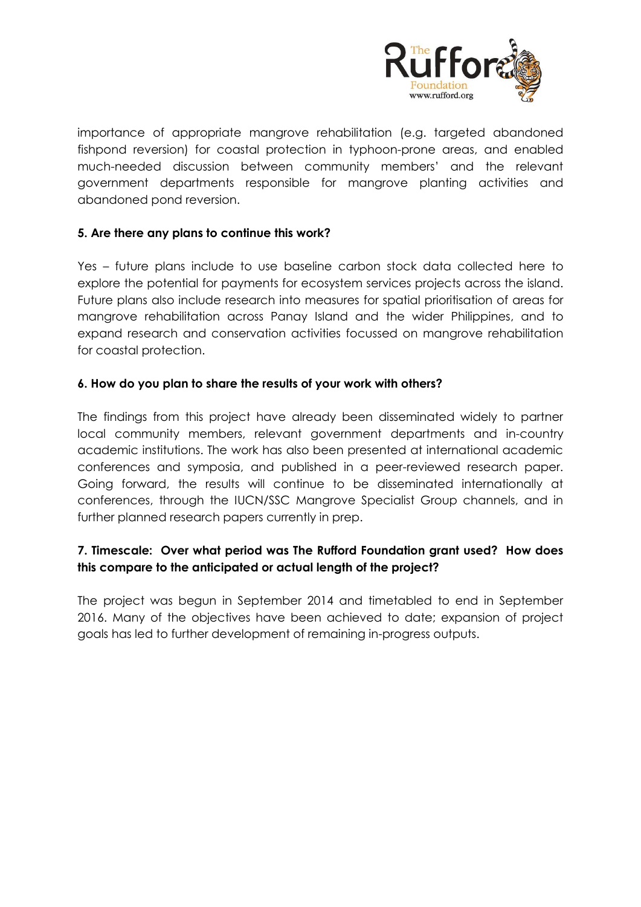importance of appropriate mangrove rehabilitation (e.g. targeted abandoned fishpond reversion) for coastal protection in typhoon-prone areas, and enabled much-needed discussion between community members' and the relevant government departments responsible for mangrove planting activities and abandoned pond reversion.

**5. Are there any plans to continue this work?**

Yes – future plans include to use baseline carbon stock data collected here to explore the potential for payments for ecosystem services projects across the island. Future plans also include research into measures for spatial prioritisation of areas for mangrove rehabilitation across Panay Island and the wider Philippines, and to expand research and conservation activities focussed on mangrove rehabilitation for coastal protection.

**6. How do you plan to share the results of your work with others?**

The findings from this project have already been disseminated widely to partner local community members, relevant government departments and in-country academic institutions. The work has also been presented at international academic conferences and symposia, and published in a peer-reviewed research paper. Going forward, the results will continue to be disseminated internationally at conferences, through the IUCN/SSC Mangrove Specialist Group channels, and in further planned research papers currently in prep.

**7. Timescale: Over what period was The Rufford Foundation grant used? How does this compare to the anticipated or actual length of the project?**

The project was begun in September 2014 and timetabled to end in September 2016. Many of the objectives have been achieved to date; expansion of project goals has led to further development of remaining in-progress outputs.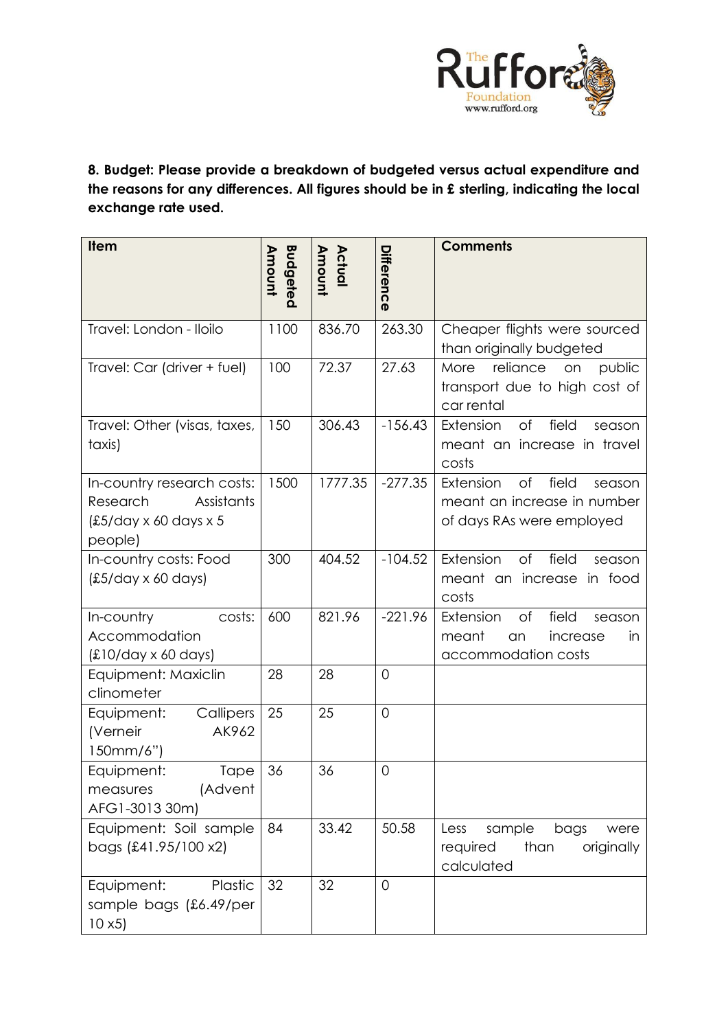**8. Budget: Please provide a breakdown of budgeted versus actual expenditure and the reasons for any differences. All figures should be in £ sterling, indicating the local exchange rate used.**

| Item | Budgeted Amount | Actual Amount | Difference | Comments |
|---|---|---|---|---|
| Travel: London - Iloilo | 1100 | 836.70 | 263.30 | Cheaper flights were sourced than originally budgeted |
| Travel: Car (driver + fuel) | 100 | 72.37 | 27.63 | More reliance on public transport due to high cost of car rental |
| Travel: Other (visas, taxes, taxis) | 150 | 306.43 | -156.43 | Extension of field season meant an increase in travel costs |
| In-country research costs: Research Assistants (£5/day x 60 days x 5 people) | 1500 | 1777.35 | -277.35 | Extension of field season meant an increase in number of days RAs were employed |
| In-country costs: Food (£5/day x 60 days) | 300 | 404.52 | -104.52 | Extension of field season meant an increase in food costs |
| In-country costs: Accommodation (£10/day x 60 days) | 600 | 821.96 | -221.96 | Extension of field season meant an increase in accommodation costs |
| Equipment: Maxiclin clinometer | 28 | 28 | 0 | |
| Equipment: Callipers (Verneir AK962 150mm/6") | 25 | 25 | 0 | |
| Equipment: Tape measures (Advent AFG1-3013 30m) | 36 | 36 | 0 | |
| Equipment: Soil sample bags (£41.95/100 x2) | 84 | 33.42 | 50.58 | Less sample bags were required than originally calculated |
| Equipment: Plastic sample bags (£6.49/per 10 x5) | 32 | 32 | 0 | |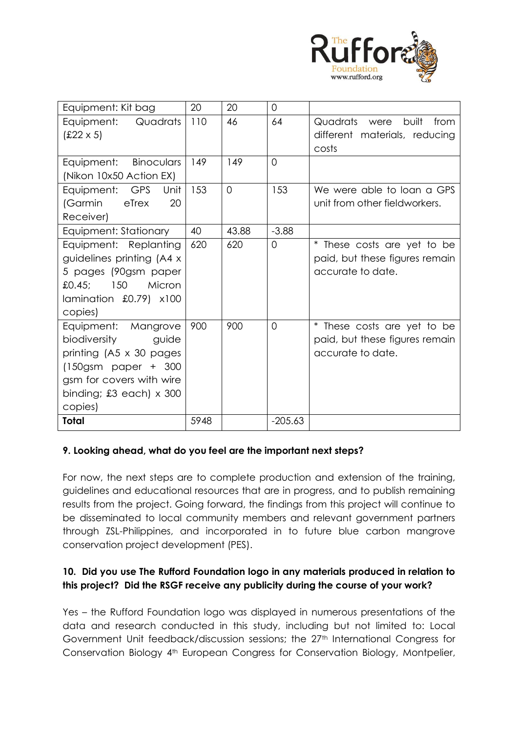| Equipment: Kit bag | 20 | 20 | 0 | |
|---|---|---|---|---|
| Equipment: Quadrats (£22 x 5) | 110 | 46 | 64 | Quadrats were built from different materials, reducing costs |
| Equipment: Binoculars (Nikon 10x50 Action EX) | 149 | 149 | 0 | |
| Equipment: GPS Unit (Garmin eTrex 20 Receiver) | 153 | 0 | 153 | We were able to loan a GPS unit from other fieldworkers. |
| Equipment: Stationary | 40 | 43.88 | -3.88 | |
| Equipment: Replanting guidelines printing (A4 x 5 pages (90gsm paper £0.45; 150 Micron lamination £0.79) x100 copies) | 620 | 620 | 0 | * These costs are yet to be paid, but these figures remain accurate to date. |
| Equipment: Mangrove biodiversity guide printing (A5 x 30 pages (150gsm paper + 300 gsm for covers with wire binding; £3 each) x 300 copies) | 900 | 900 | 0 | * These costs are yet to be paid, but these figures remain accurate to date. |
| **Total** | 5948 | | -205.63 | |

**9. Looking ahead, what do you feel are the important next steps?**

For now, the next steps are to complete production and extension of the training, guidelines and educational resources that are in progress, and to publish remaining results from the project. Going forward, the findings from this project will continue to be disseminated to local community members and relevant government partners through ZSL-Philippines, and incorporated in to future blue carbon mangrove conservation project development (PES).

**10. Did you use The Rufford Foundation logo in any materials produced in relation to this project? Did the RSGF receive any publicity during the course of your work?**

Yes – the Rufford Foundation logo was displayed in numerous presentations of the data and research conducted in this study, including but not limited to: Local Government Unit feedback/discussion sessions; the 27th International Congress for Conservation Biology 4th European Congress for Conservation Biology, Montpelier,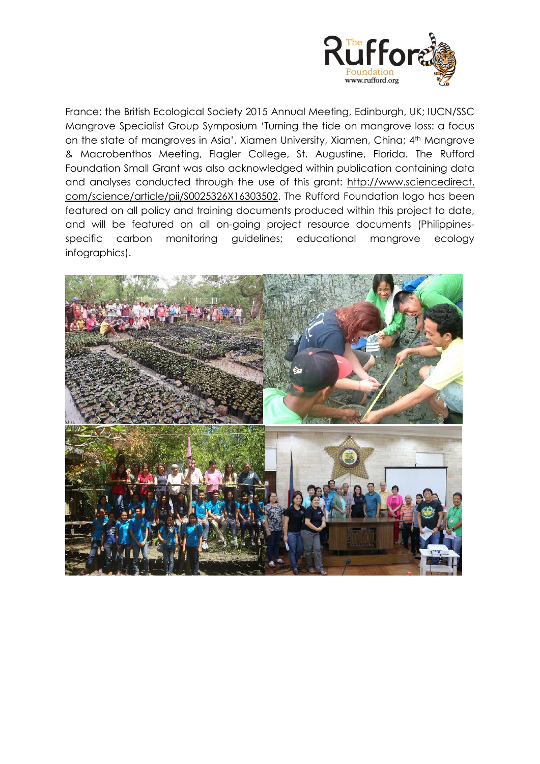France; the British Ecological Society 2015 Annual Meeting, Edinburgh, UK; IUCN/SSC Mangrove Specialist Group Symposium 'Turning the tide on mangrove loss: a focus on the state of mangroves in Asia', Xiamen University, Xiamen, China; 4th Mangrove & Macrobenthos Meeting, Flagler College, St. Augustine, Florida. The Rufford Foundation Small Grant was also acknowledged within publication containing data and analyses conducted through the use of this grant: http://www.sciencedirect.com/science/article/pii/S0025326X16303502. The Rufford Foundation logo has been featured on all policy and training documents produced within this project to date, and will be featured on all on-going project resource documents (Philippines-specific carbon monitoring guidelines; educational mangrove ecology infographics).